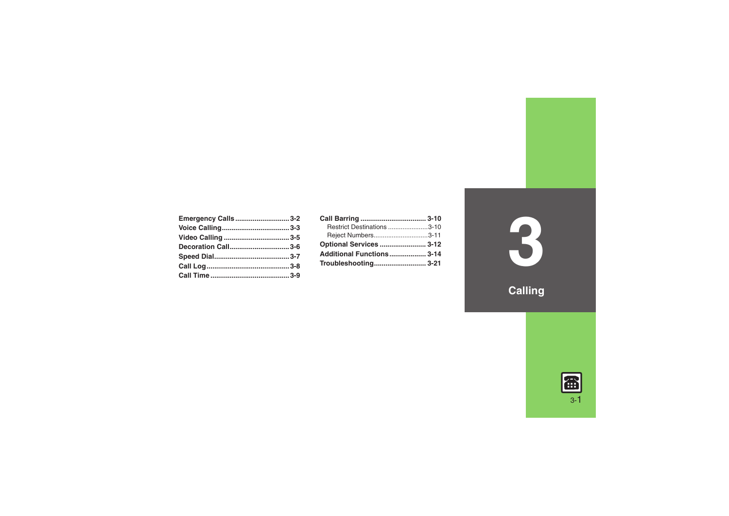# 3 Calling

- **Emergency Calls** ........................... 3-2
- **Voice Calling** ................................... 3-3
- **Video Calling** .................................. 3-5
- **Decoration Call** ............................... 3-6
- **Speed Dial** ....................................... 3-7
- **Call Log** ........................................... 3-8
- **Call Time** ......................................... 3-9
- **Call Barring** .................................. 3-10
  - Restrict Destinations ...................... 3-10
  - Reject Numbers .............................. 3-11
- **Optional Services** ........................ 3-12
- **Additional Functions** ................... 3-14
- **Troubleshooting** ........................... 3-21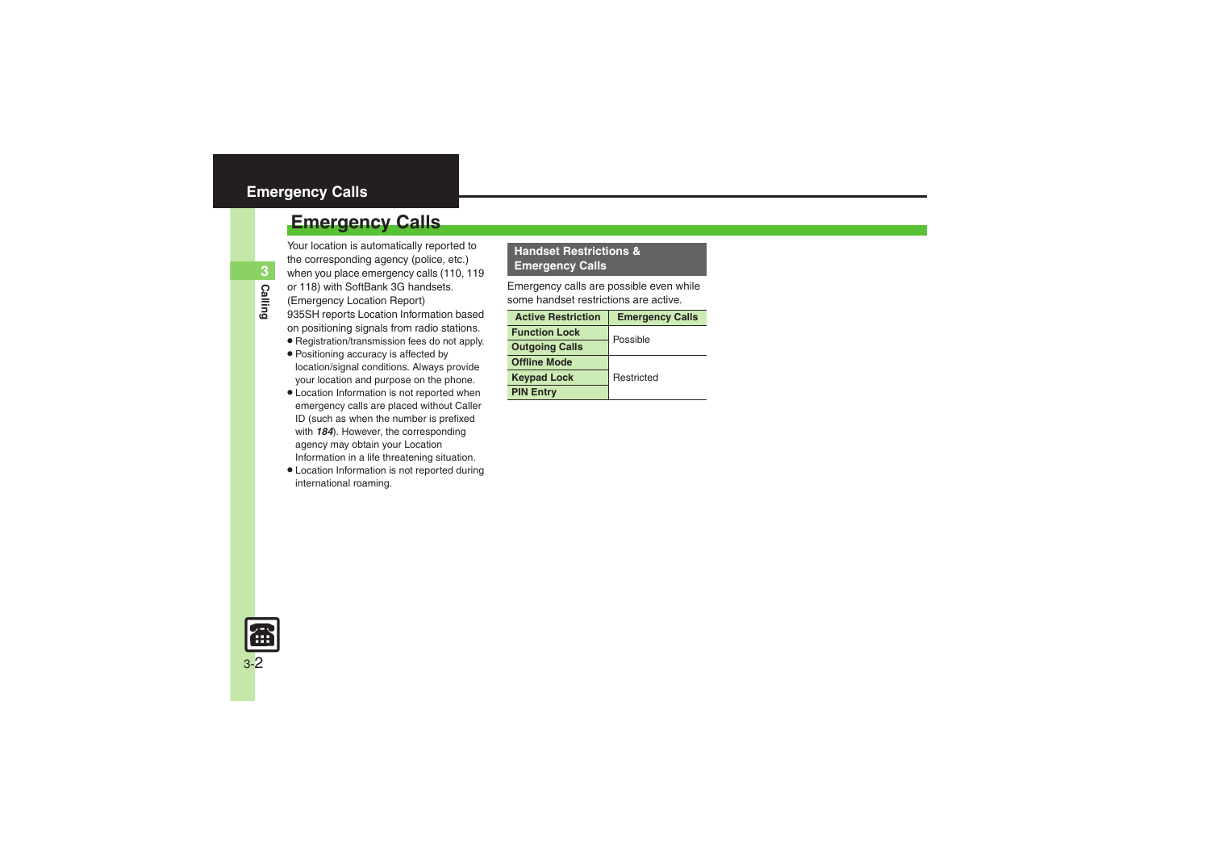# Emergency Calls

Your location is automatically reported to the corresponding agency (police, etc.) when you place emergency calls (110, 119 or 118) with SoftBank 3G handsets. (Emergency Location Report)
935SH reports Location Information based on positioning signals from radio stations.

- Registration/transmission fees do not apply.
- Positioning accuracy is affected by location/signal conditions. Always provide your location and purpose on the phone.
- Location Information is not reported when emergency calls are placed without Caller ID (such as when the number is prefixed with ***184***). However, the corresponding agency may obtain your Location Information in a life threatening situation.
- Location Information is not reported during international roaming.

## Handset Restrictions & Emergency Calls

Emergency calls are possible even while some handset restrictions are active.

| Active Restriction | Emergency Calls |
|---|---|
| **Function Lock** | Possible |
| **Outgoing Calls** | |
| **Offline Mode** | Restricted |
| **Keypad Lock** | |
| **PIN Entry** | |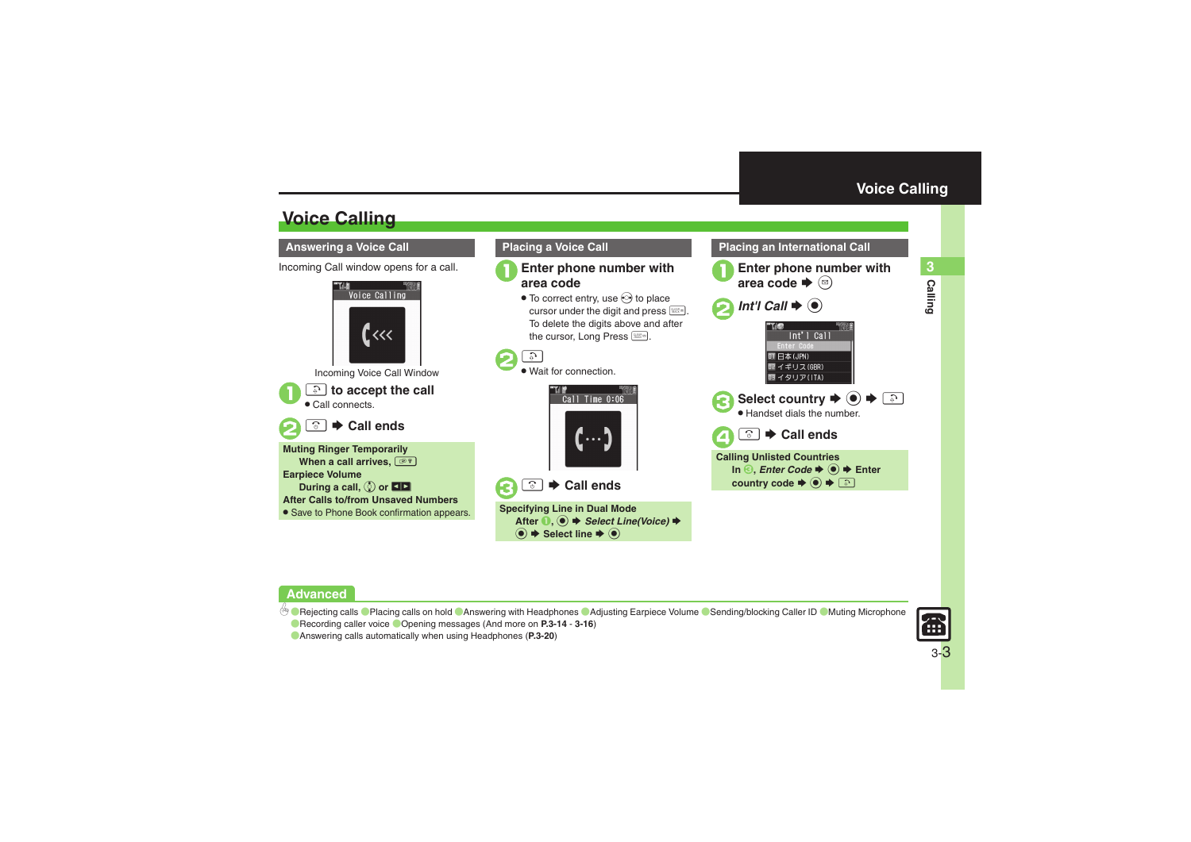# Voice Calling

## Answering a Voice Call

Incoming Call window opens for a call.

Incoming Voice Call Window

1. to accept the call
   - Call connects.
2. ➡ Call ends

**Muting Ringer Temporarily**
When a call arrives,

**Earpiece Volume**
During a call, or

**After Calls to/from Unsaved Numbers**
- Save to Phone Book confirmation appears.

## Placing a Voice Call

1. Enter phone number with area code
   - To correct entry, use to place cursor under the digit and press . To delete the digits above and after the cursor, Long Press .
2. 
   - Wait for connection.
3. ➡ Call ends

**Specifying Line in Dual Mode**
After 1, ➡ *Select Line(Voice)* ➡ ➡ Select line ➡

## Placing an International Call

1. Enter phone number with area code ➡
2. *Int'l Call* ➡
3. Select country ➡ ➡
   - Handset dials the number.
4. ➡ Call ends

**Calling Unlisted Countries**
In 3, *Enter Code* ➡ ➡ Enter country code ➡ ➡

## Advanced

Rejecting calls · Placing calls on hold · Answering with Headphones · Adjusting Earpiece Volume · Sending/blocking Caller ID · Muting Microphone · Recording caller voice · Opening messages (And more on **P.3-14** - **3-16**)
Answering calls automatically when using Headphones (**P.3-20**)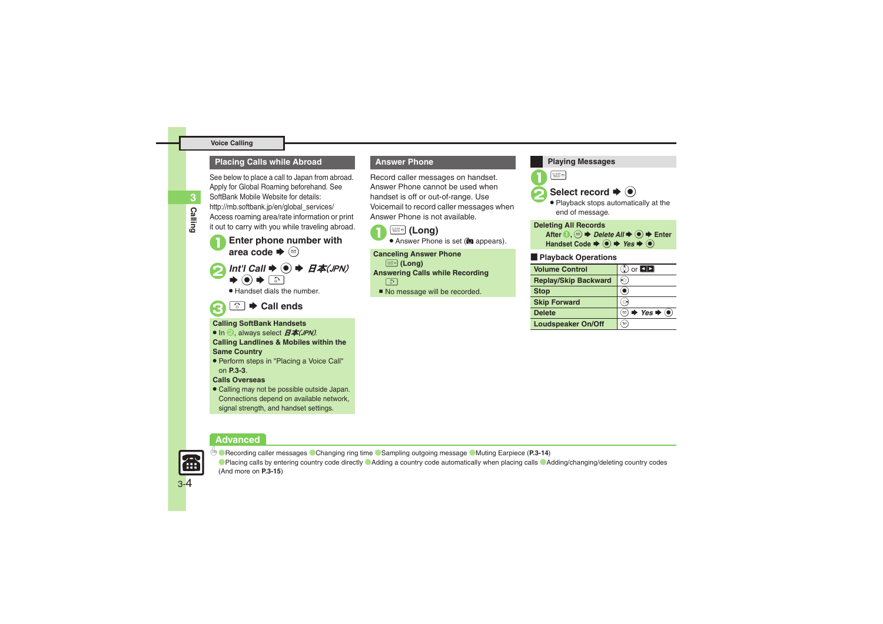## Voice Calling

### Placing Calls while Abroad

See below to place a call to Japan from abroad. Apply for Global Roaming beforehand. See SoftBank Mobile Website for details:
http://mb.softbank.jp/en/global_services/
Access roaming area/rate information or print it out to carry with you while traveling abroad.

1. **Enter phone number with area code ➡ ✉**
2. ***Int'l Call* ➡ ● ➡ *日本(JPN)* ➡ ● ➡ ☎**
   - Handset dials the number.
3. **☎ ➡ Call ends**

**Calling SoftBank Handsets**
- In 2, always select *日本(JPN)*.

**Calling Landlines & Mobiles within the Same Country**
- Perform steps in "Placing a Voice Call" on **P.3-3**.

**Calls Overseas**
- Calling may not be possible outside Japan. Connections depend on available network, signal strength, and handset settings.

### Answer Phone

Record caller messages on handset. Answer Phone cannot be used when handset is off or out-of-range. Use Voicemail to record caller messages when Answer Phone is not available.

1. **(Long)**
   - Answer Phone is set (appears).

**Canceling Answer Phone**
**(Long)**
**Answering Calls while Recording**
☎
- No message will be recorded.

### Playing Messages

1. 
2. **Select record ➡ ●**
   - Playback stops automatically at the end of message.

**Deleting All Records**
**After 1, ✉ ➡ *Delete All* ➡ ● ➡ Enter Handset Code ➡ ● ➡ *Yes* ➡ ●**

#### Playback Operations

| | |
|---|---|
| Volume Control | or |
| Replay/Skip Backward | |
| Stop | ● |
| Skip Forward | |
| Delete | ✉ ➡ *Yes* ➡ ● |
| Loudspeaker On/Off | |

### Advanced

Recording caller messages ● Changing ring time ● Sampling outgoing message ● Muting Earpiece (**P.3-14**)
● Placing calls by entering country code directly ● Adding a country code automatically when placing calls ● Adding/changing/deleting country codes (And more on **P.3-15**)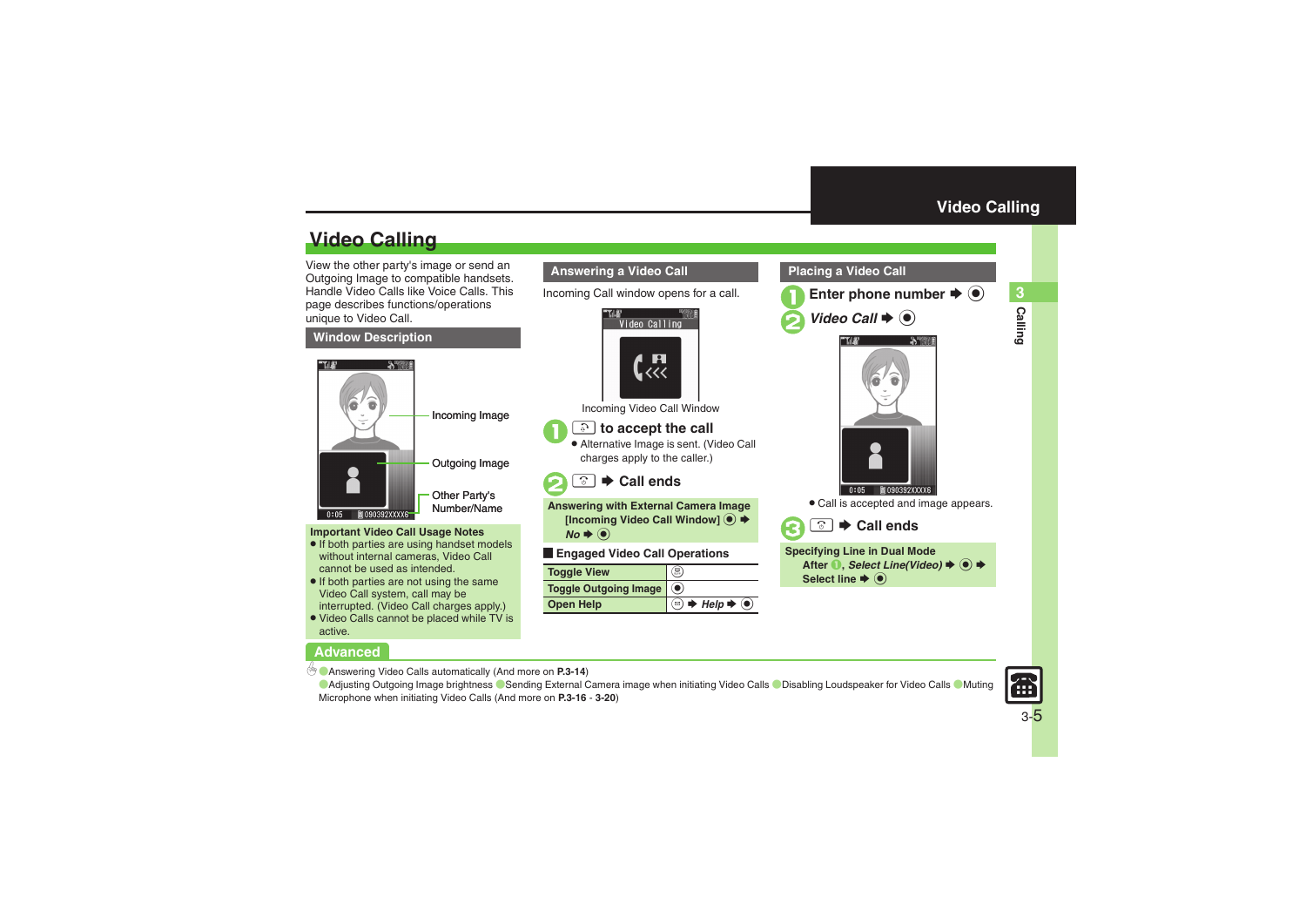# Video Calling

View the other party's image or send an Outgoing Image to compatible handsets. Handle Video Calls like Voice Calls. This page describes functions/operations unique to Video Call.

## Window Description

Incoming Image

Outgoing Image

Other Party's Number/Name

**Important Video Call Usage Notes**

- If both parties are using handset models without internal cameras, Video Call cannot be used as intended.
- If both parties are not using the same Video Call system, call may be interrupted. (Video Call charges apply.)
- Video Calls cannot be placed while TV is active.

## Answering a Video Call

Incoming Call window opens for a call.

Incoming Video Call Window

1. to accept the call
   - Alternative Image is sent. (Video Call charges apply to the caller.)
2. ➡ Call ends

**Answering with External Camera Image**
[Incoming Video Call Window] ● ➡ *No* ➡ ●

### Engaged Video Call Operations

| | |
|---|---|
| Toggle View | |
| Toggle Outgoing Image | ● |
| Open Help | ➡ *Help* ➡ ● |

## Placing a Video Call

1. Enter phone number ➡ ●
2. *Video Call* ➡ ●
   - Call is accepted and image appears.
3. ➡ Call ends

**Specifying Line in Dual Mode**
After 1, *Select Line(Video)* ➡ ● ➡ Select line ➡ ●

## Advanced

Answering Video Calls automatically (And more on **P.3-14**)

Adjusting Outgoing Image brightness · Sending External Camera image when initiating Video Calls · Disabling Loudspeaker for Video Calls · Muting Microphone when initiating Video Calls (And more on **P.3-16** - **3-20**)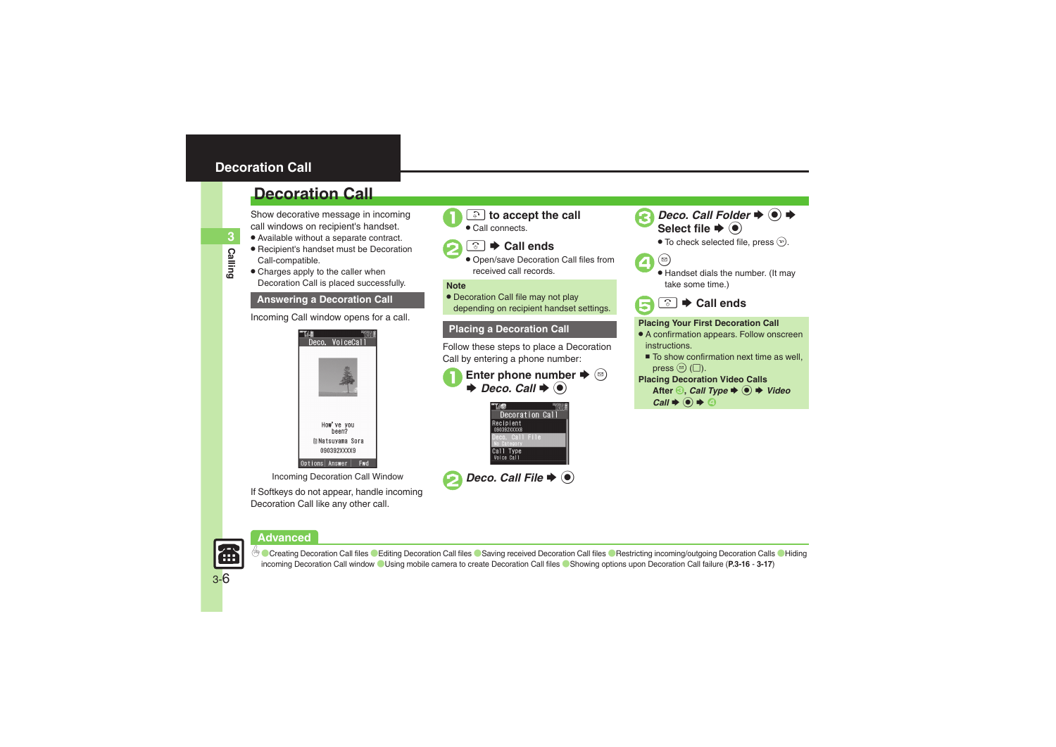# Decoration Call

## Decoration Call

Show decorative message in incoming call windows on recipient's handset.

- Available without a separate contract.
- Recipient's handset must be Decoration Call-compatible.
- Charges apply to the caller when Decoration Call is placed successfully.

### Answering a Decoration Call

Incoming Call window opens for a call.

Incoming Decoration Call Window

If Softkeys do not appear, handle incoming Decoration Call like any other call.

**1** to accept the call
- Call connects.

**2** ➡ Call ends
- Open/save Decoration Call files from received call records.

**Note**
- Decoration Call file may not play depending on recipient handset settings.

### Placing a Decoration Call

Follow these steps to place a Decoration Call by entering a phone number:

**1** Enter phone number ➡ ➡ *Deco. Call* ➡ ●

**2** *Deco. Call File* ➡ ●

**3** *Deco. Call Folder* ➡ ● ➡ Select file ➡ ●
- To check selected file, press .

**4**
- Handset dials the number. (It may take some time.)

**5** ➡ Call ends

**Placing Your First Decoration Call**
- A confirmation appears. Follow onscreen instructions.
  - To show confirmation next time as well, press ( ).

**Placing Decoration Video Calls**

After **3**, *Call Type* ➡ ● ➡ *Video Call* ➡ ● ➡ **4**

## Advanced

Creating Decoration Call files / Editing Decoration Call files / Saving received Decoration Call files / Restricting incoming/outgoing Decoration Calls / Hiding incoming Decoration Call window / Using mobile camera to create Decoration Call files / Showing options upon Decoration Call failure (**P.3-16** - **3-17**)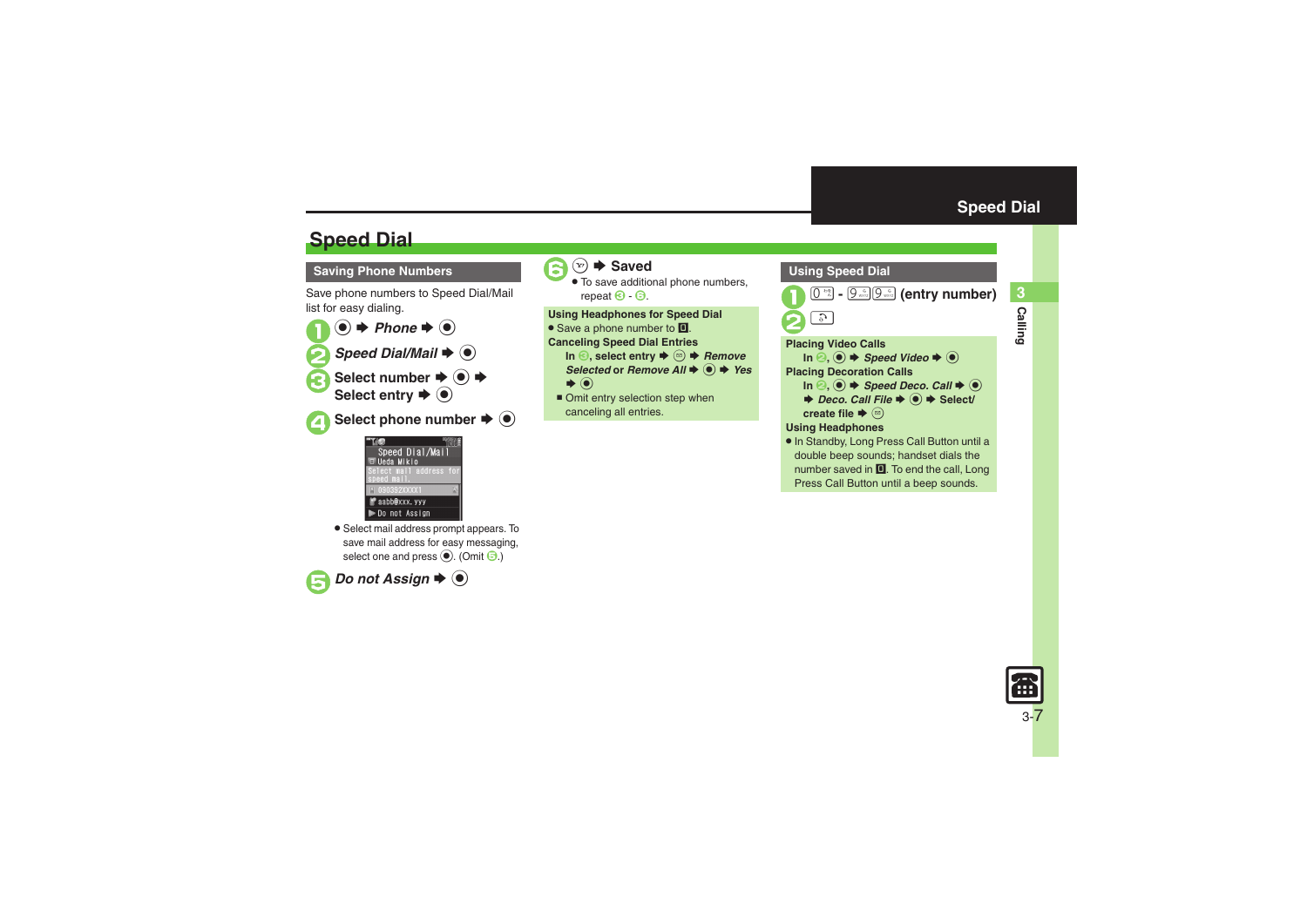# Speed Dial

## Saving Phone Numbers

Save phone numbers to Speed Dial/Mail list for easy dialing.

1. ● ➡ *Phone* ➡ ●
2. *Speed Dial/Mail* ➡ ●
3. Select number ➡ ● ➡ Select entry ➡ ●
4. Select phone number ➡ ●

   - Select mail address prompt appears. To save mail address for easy messaging, select one and press ●. (Omit 5.)

5. *Do not Assign* ➡ ●
6. ➡ Saved
   - To save additional phone numbers, repeat 3 - 6.

**Using Headphones for Speed Dial**

- Save a phone number to 0.

**Canceling Speed Dial Entries**

In 3, select entry ➡ ✉ ➡ *Remove Selected* or *Remove All* ➡ ● ➡ *Yes* ➡ ●

- Omit entry selection step when canceling all entries.

## Using Speed Dial

1. 0 - 9 9 (entry number)
2. 

**Placing Video Calls**

In 2, ● ➡ *Speed Video* ➡ ●

**Placing Decoration Calls**

In 2, ● ➡ *Speed Deco. Call* ➡ ● ➡ *Deco. Call File* ➡ ● ➡ Select/create file ➡ ✉

**Using Headphones**

- In Standby, Long Press Call Button until a double beep sounds; handset dials the number saved in 0. To end the call, Long Press Call Button until a beep sounds.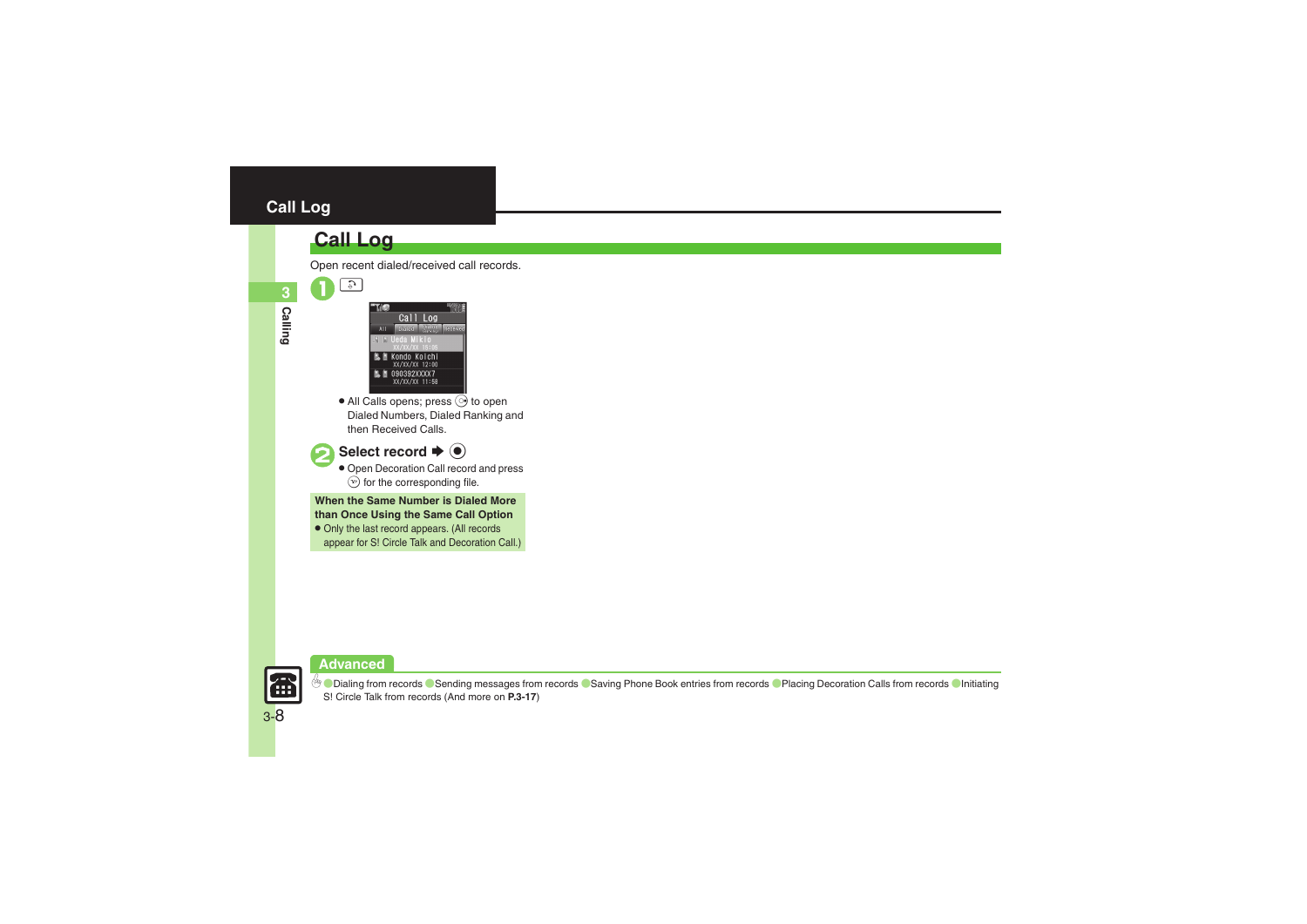# Call Log

## Call Log

Open recent dialed/received call records.

1. [key icon]

   - All Calls opens; press [key] to open Dialed Numbers, Dialed Ranking and then Received Calls.

2. **Select record ➡ [key]**

   - Open Decoration Call record and press [key] for the corresponding file.

**When the Same Number is Dialed More than Once Using the Same Call Option**

- Only the last record appears. (All records appear for S! Circle Talk and Decoration Call.)

**Advanced**

Dialing from records ● Sending messages from records ● Saving Phone Book entries from records ● Placing Decoration Calls from records ● Initiating S! Circle Talk from records (And more on **P.3-17**)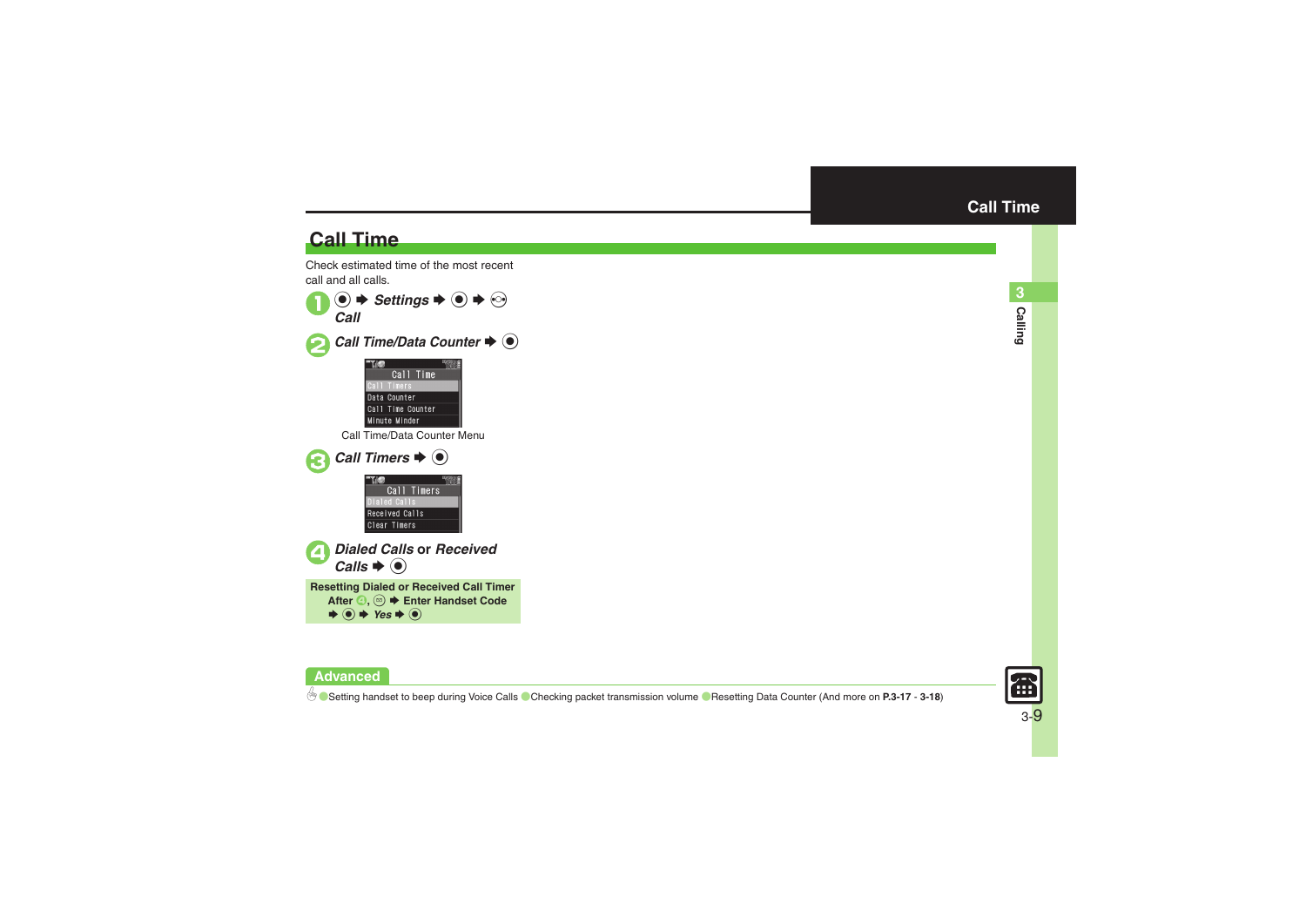# Call Time

Check estimated time of the most recent call and all calls.

1. ● ➡ *Settings* ➡ ● ➡ ⊙ *Call*

2. *Call Time/Data Counter* ➡ ●

   | Call Time |
   |---|
   | Call Timers |
   | Data Counter |
   | Call Time Counter |
   | Minute Minder |

   Call Time/Data Counter Menu

3. *Call Timers* ➡ ●

   | Call Timers |
   |---|
   | Dialed Calls |
   | Received Calls |
   | Clear Timers |

4. *Dialed Calls* or *Received Calls* ➡ ●

**Resetting Dialed or Received Call Timer**
**After 4, ✉ ➡ Enter Handset Code ➡ ● ➡ *Yes* ➡ ●**

**Advanced**

Setting handset to beep during Voice Calls · Checking packet transmission volume · Resetting Data Counter (And more on **P.3-17** - **3-18**)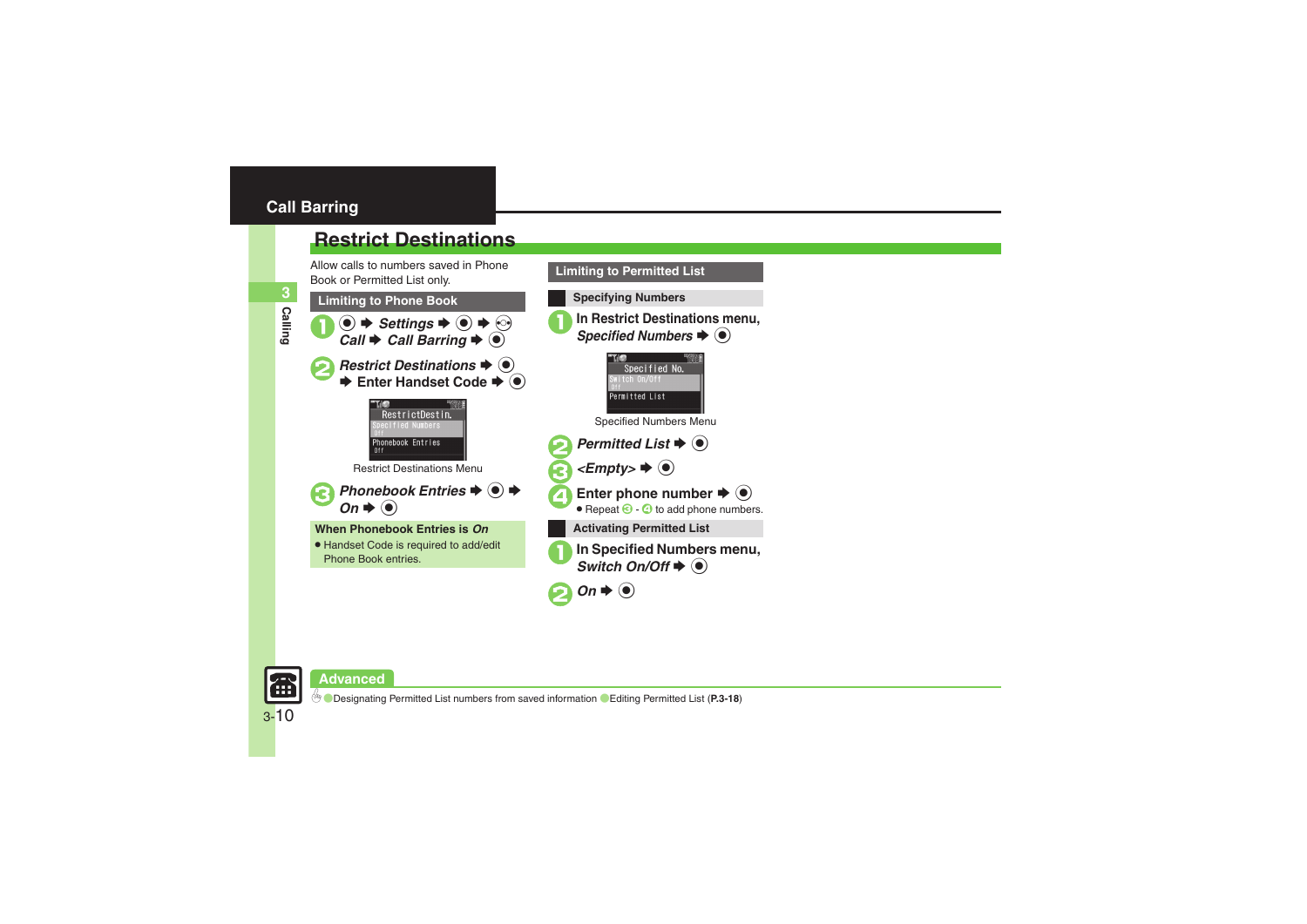# Call Barring

## Restrict Destinations

Allow calls to numbers saved in Phone Book or Permitted List only.

### Limiting to Phone Book

1. ● ➡ *Settings* ➡ ● ➡ ⊙ *Call* ➡ *Call Barring* ➡ ●
2. *Restrict Destinations* ➡ ● ➡ Enter Handset Code ➡ ●

Restrict Destinations Menu

3. *Phonebook Entries* ➡ ● ➡ *On* ➡ ●

**When Phonebook Entries is *On***

- Handset Code is required to add/edit Phone Book entries.

### Limiting to Permitted List

#### Specifying Numbers

1. In Restrict Destinations menu, *Specified Numbers* ➡ ●

Specified Numbers Menu

2. *Permitted List* ➡ ●
3. *<Empty>* ➡ ●
4. Enter phone number ➡ ●
   - Repeat 3 - 4 to add phone numbers.

#### Activating Permitted List

1. In Specified Numbers menu, *Switch On/Off* ➡ ●
2. *On* ➡ ●

**Advanced**

Designating Permitted List numbers from saved information ● Editing Permitted List (**P.3-18**)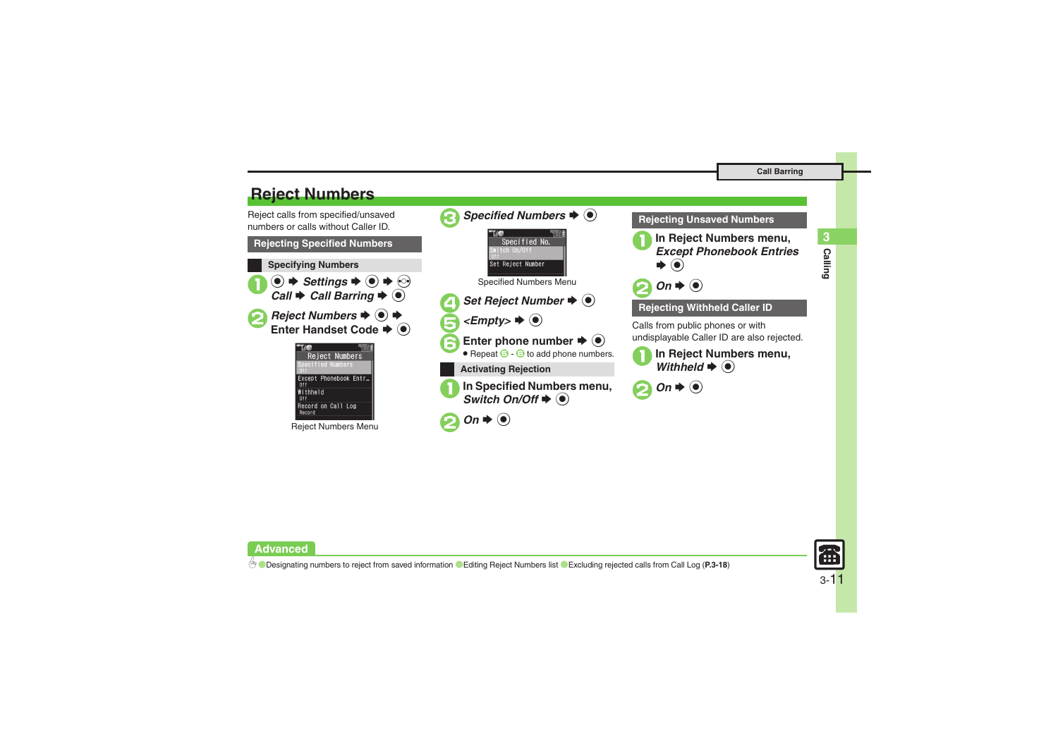# Reject Numbers

Reject calls from specified/unsaved numbers or calls without Caller ID.

## Rejecting Specified Numbers

### Specifying Numbers

1. ● ➡ *Settings* ➡ ● ➡ ⊙ *Call* ➡ *Call Barring* ➡ ●
2. *Reject Numbers* ➡ ● ➡ Enter Handset Code ➡ ●

Reject Numbers Menu

3. *Specified Numbers* ➡ ●

Specified Numbers Menu

4. *Set Reject Number* ➡ ●
5. *<Empty>* ➡ ●
6. Enter phone number ➡ ●
   - Repeat 5 - 6 to add phone numbers.

### Activating Rejection

1. In Specified Numbers menu, *Switch On/Off* ➡ ●
2. *On* ➡ ●

## Rejecting Unsaved Numbers

1. In Reject Numbers menu, *Except Phonebook Entries* ➡ ●
2. *On* ➡ ●

## Rejecting Withheld Caller ID

Calls from public phones or with undisplayable Caller ID are also rejected.

1. In Reject Numbers menu, *Withheld* ➡ ●
2. *On* ➡ ●

**Advanced**

Designating numbers to reject from saved information ● Editing Reject Numbers list ● Excluding rejected calls from Call Log (**P.3-18**)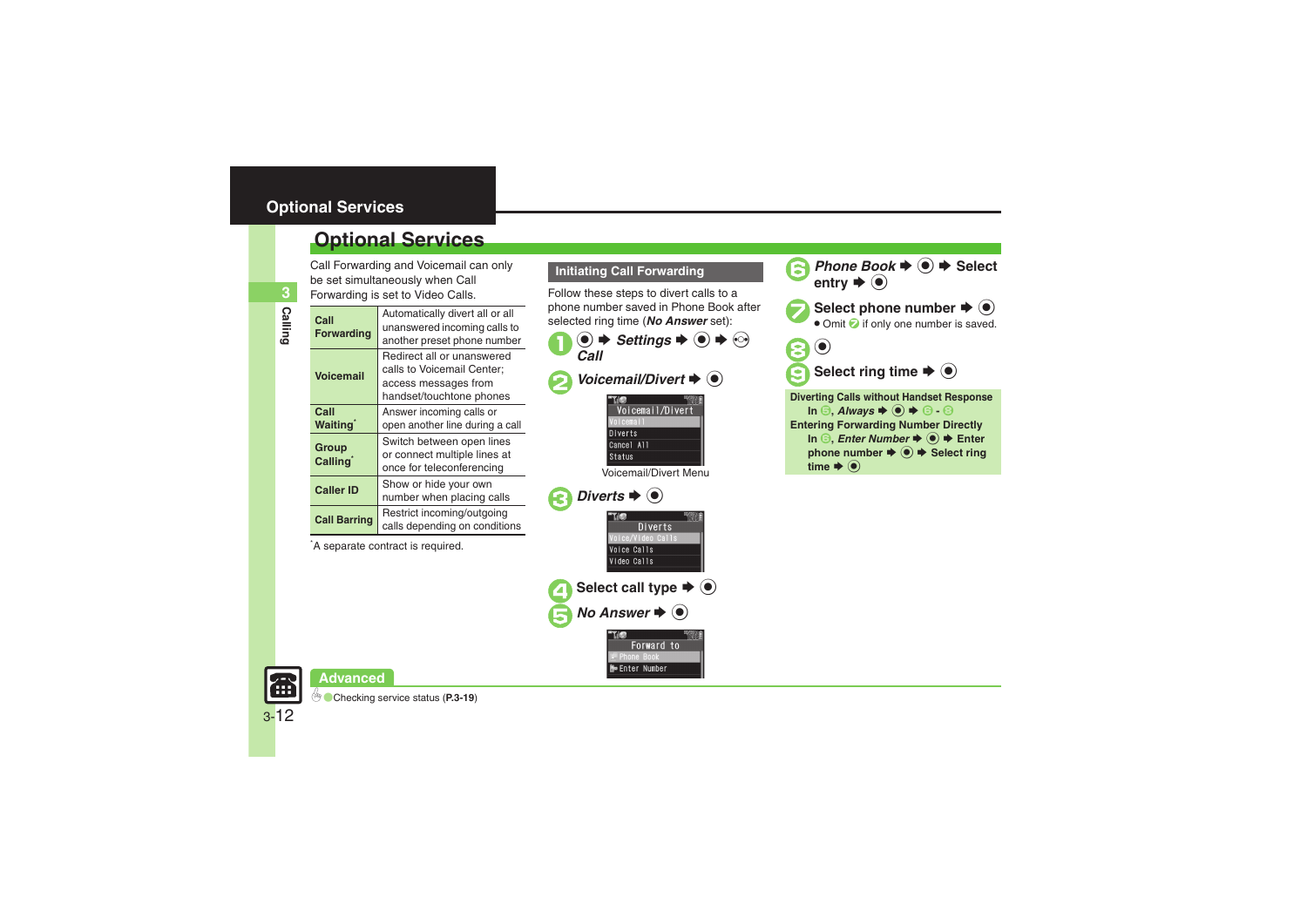## Optional Services

Call Forwarding and Voicemail can only be set simultaneously when Call Forwarding is set to Video Calls.

| | |
|---|---|
| **Call Forwarding** | Automatically divert all or all unanswered incoming calls to another preset phone number |
| **Voicemail** | Redirect all or unanswered calls to Voicemail Center; access messages from handset/touchtone phones |
| **Call Waiting*** | Answer incoming calls or open another line during a call |
| **Group Calling*** | Switch between open lines or connect multiple lines at once for teleconferencing |
| **Caller ID** | Show or hide your own number when placing calls |
| **Call Barring** | Restrict incoming/outgoing calls depending on conditions |

*A separate contract is required.

### Initiating Call Forwarding

Follow these steps to divert calls to a phone number saved in Phone Book after selected ring time (***No Answer*** set):

1. ● ➡ ***Settings*** ➡ ● ➡ ⊙ ***Call***
2. ***Voicemail/Divert*** ➡ ●

   Voicemail/Divert Menu
3. ***Diverts*** ➡ ●
4. Select call type ➡ ●
5. ***No Answer*** ➡ ●
6. ***Phone Book*** ➡ ● ➡ Select entry ➡ ●
7. Select phone number ➡ ●
   - Omit 7 if only one number is saved.
8. ●
9. Select ring time ➡ ●

**Diverting Calls without Handset Response**
In 5, ***Always*** ➡ ● ➡ 6 - 8

**Entering Forwarding Number Directly**
In 6, ***Enter Number*** ➡ ● ➡ Enter phone number ➡ ● ➡ Select ring time ➡ ●

**Advanced**

Checking service status (**P.3-19**)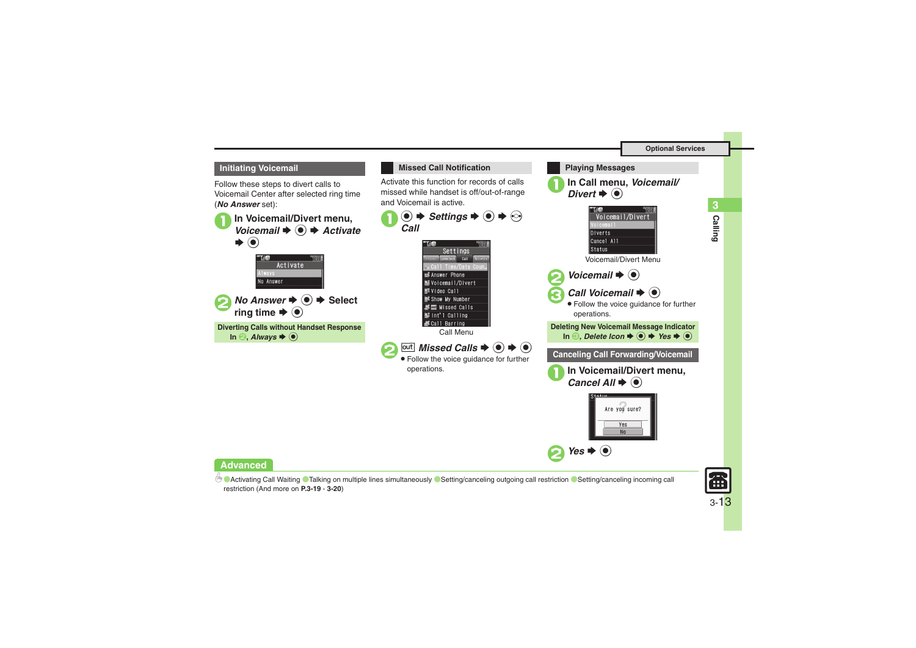## Initiating Voicemail

Follow these steps to divert calls to Voicemail Center after selected ring time (***No Answer*** set):

1. In Voicemail/Divert menu, ***Voicemail*** ➡ ● ➡ ***Activate*** ➡ ●
2. ***No Answer*** ➡ ● ➡ Select ring time ➡ ●

**Diverting Calls without Handset Response**
In 2, ***Always*** ➡ ●

## Missed Call Notification

Activate this function for records of calls missed while handset is off/out-of-range and Voicemail is active.

1. ● ➡ ***Settings*** ➡ ● ➡ ◎ ***Call***

Call Menu

2. out ***Missed Calls*** ➡ ● ➡ ●
   - Follow the voice guidance for further operations.

## Playing Messages

1. In Call menu, ***Voicemail/ Divert*** ➡ ●

Voicemail/Divert Menu

2. ***Voicemail*** ➡ ●
3. ***Call Voicemail*** ➡ ●
   - Follow the voice guidance for further operations.

**Deleting New Voicemail Message Indicator**
In 3, ***Delete Icon*** ➡ ● ➡ ***Yes*** ➡ ●

## Canceling Call Forwarding/Voicemail

1. In Voicemail/Divert menu, ***Cancel All*** ➡ ●
2. ***Yes*** ➡ ●

**Advanced**

Activating Call Waiting ● Talking on multiple lines simultaneously ● Setting/canceling outgoing call restriction ● Setting/canceling incoming call restriction (And more on **P.3-19** - **3-20**)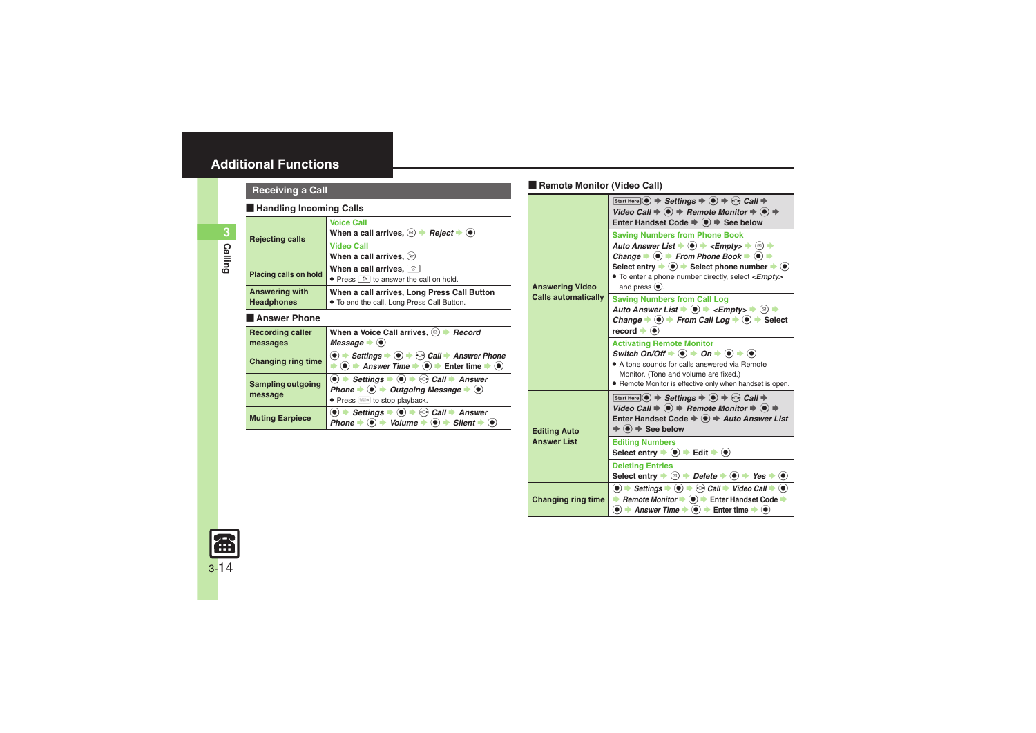## Additional Functions

### Receiving a Call

#### Handling Incoming Calls

| | |
|---|---|
| Rejecting calls | Voice Call<br>When a call arrives, ⊚ ➡ *Reject* ➡ ● |
| | Video Call<br>When a call arrives, ⊚ |
| Placing calls on hold | When a call arrives, ⊡<br>● Press ⊡ to answer the call on hold. |
| Answering with Headphones | When a call arrives, Long Press Call Button<br>● To end the call, Long Press Call Button. |

#### Answer Phone

| | |
|---|---|
| Recording caller messages | When a Voice Call arrives, ⊚ ➡ *Record Message* ➡ ● |
| Changing ring time | ● ➡ *Settings* ➡ ● ➡ ⊚ *Call* ➡ *Answer Phone* ➡ ● ➡ *Answer Time* ➡ ● ➡ Enter time ➡ ● |
| Sampling outgoing message | ● ➡ *Settings* ➡ ● ➡ ⊚ *Call* ➡ *Answer Phone* ➡ ● ➡ *Outgoing Message* ➡ ●<br>● Press ⊡ to stop playback. |
| Muting Earpiece | ● ➡ *Settings* ➡ ● ➡ ⊚ *Call* ➡ *Answer Phone* ➡ ● ➡ *Volume* ➡ ● ➡ *Silent* ➡ ● |

#### Remote Monitor (Video Call)

| | |
|---|---|
| Answering Video Calls automatically | Start Here ● ➡ *Settings* ➡ ● ➡ ⊚ *Call* ➡ *Video Call* ➡ ● ➡ *Remote Monitor* ➡ ● ➡ Enter Handset Code ➡ ● ➡ See below |
| | Saving Numbers from Phone Book<br>*Auto Answer List* ➡ ● ➡ *<Empty>* ➡ ⊚ ➡ *Change* ➡ ● ➡ *From Phone Book* ➡ ● ➡ Select entry ➡ ● ➡ Select phone number ➡ ●<br>● To enter a phone number directly, select *<Empty>* and press ●. |
| | Saving Numbers from Call Log<br>*Auto Answer List* ➡ ● ➡ *<Empty>* ➡ ⊚ ➡ *Change* ➡ ● ➡ *From Call Log* ➡ ● ➡ Select record ➡ ● |
| | Activating Remote Monitor<br>*Switch On/Off* ➡ ● ➡ *On* ➡ ● ➡ ●<br>● A tone sounds for calls answered via Remote Monitor. (Tone and volume are fixed.)<br>● Remote Monitor is effective only when handset is open. |
| Editing Auto Answer List | Start Here ● ➡ *Settings* ➡ ● ➡ ⊚ *Call* ➡ *Video Call* ➡ ● ➡ *Remote Monitor* ➡ ● ➡ Enter Handset Code ➡ ● ➡ *Auto Answer List* ➡ ● ➡ See below |
| | Editing Numbers<br>Select entry ➡ ● ➡ Edit ➡ ● |
| | Deleting Entries<br>Select entry ➡ ⊚ ➡ *Delete* ➡ ● ➡ *Yes* ➡ ● |
| Changing ring time | ● ➡ *Settings* ➡ ● ➡ ⊚ *Call* ➡ *Video Call* ➡ ● ➡ *Remote Monitor* ➡ ● ➡ Enter Handset Code ➡ ● ➡ *Answer Time* ➡ ● ➡ Enter time ➡ ● |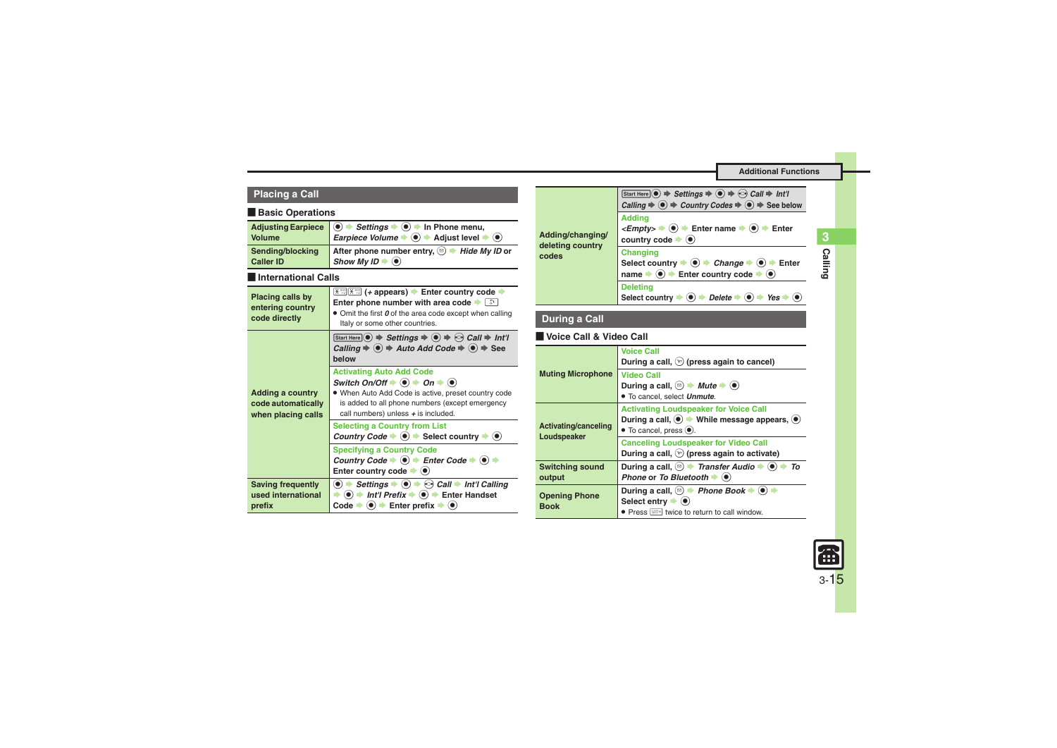## Placing a Call

### Basic Operations

| | |
|---|---|
| Adjusting Earpiece Volume | ● ➡ *Settings* ➡ ● ➡ In Phone menu, *Earpiece Volume* ➡ ● ➡ Adjust level ➡ ● |
| Sending/blocking Caller ID | After phone number entry, ✉ ➡ *Hide My ID* or *Show My ID* ➡ ● |

### International Calls

| | |
|---|---|
| Placing calls by entering country code directly | ✱ ✱ (+ appears) ➡ Enter country code ➡ Enter phone number with area code ➡ ✆<br>• Omit the first *0* of the area code except when calling Italy or some other countries. |
| Adding a country code automatically when placing calls | Start Here ● ➡ *Settings* ➡ ● ➡ ◎ *Call* ➡ *Int'l Calling* ➡ ● ➡ *Auto Add Code* ➡ ● ➡ See below |
| | **Activating Auto Add Code**<br>*Switch On/Off* ➡ ● ➡ *On* ➡ ●<br>• When Auto Add Code is active, preset country code is added to all phone numbers (except emergency call numbers) unless + is included. |
| | **Selecting a Country from List**<br>*Country Code* ➡ ● ➡ Select country ➡ ● |
| | **Specifying a Country Code**<br>*Country Code* ➡ ● ➡ *Enter Code* ➡ ● ➡ Enter country code ➡ ● |
| Saving frequently used international prefix | ● ➡ *Settings* ➡ ● ➡ ◎ *Call* ➡ *Int'l Calling* ➡ ● ➡ *Int'l Prefix* ➡ ● ➡ Enter Handset Code ➡ ● ➡ Enter prefix ➡ ● |
| Adding/changing/deleting country codes | Start Here ● ➡ *Settings* ➡ ● ➡ ◎ *Call* ➡ *Int'l Calling* ➡ ● ➡ *Country Codes* ➡ ● ➡ See below |
| | **Adding**<br>*<Empty>* ➡ ● ➡ Enter name ➡ ● ➡ Enter country code ➡ ● |
| | **Changing**<br>Select country ➡ ● ➡ *Change* ➡ ● ➡ Enter name ➡ ● ➡ Enter country code ➡ ● |
| | **Deleting**<br>Select country ➡ ● ➡ *Delete* ➡ ● ➡ *Yes* ➡ ● |

## During a Call

### Voice Call & Video Call

| | |
|---|---|
| Muting Microphone | **Voice Call**<br>During a call, ⊙ (press again to cancel) |
| | **Video Call**<br>During a call, ✉ ➡ *Mute* ➡ ●<br>• To cancel, select *Unmute*. |
| Activating/canceling Loudspeaker | **Activating Loudspeaker for Voice Call**<br>During a call, ● ➡ While message appears, ●<br>• To cancel, press ●. |
| | **Canceling Loudspeaker for Video Call**<br>During a call, ⊙ (press again to activate) |
| Switching sound output | During a call, ✉ ➡ *Transfer Audio* ➡ ● ➡ *To Phone* or *To Bluetooth* ➡ ● |
| Opening Phone Book | During a call, ✉ ➡ *Phone Book* ➡ ● ➡ Select entry ➡ ●<br>• Press ⌫ twice to return to call window. |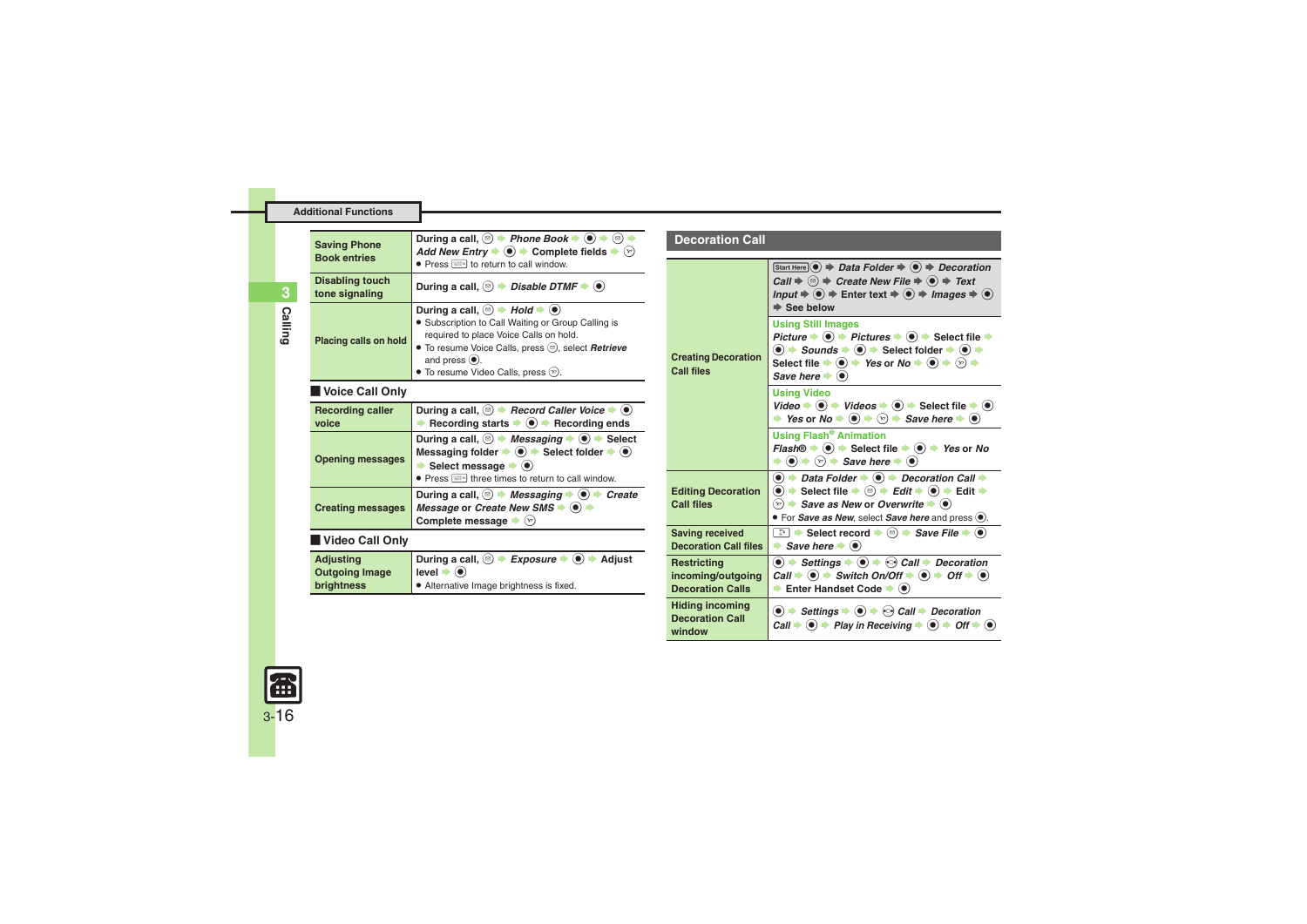## Additional Functions

| | |
|---|---|
| Saving Phone Book entries | During a call, ✉ ➡ *Phone Book* ➡ ● ➡ ✉ ➡ *Add New Entry* ➡ ● ➡ Complete fields ➡ ✆<br>● Press ⌨ to return to call window. |
| Disabling touch tone signaling | During a call, ✉ ➡ *Disable DTMF* ➡ ● |
| Placing calls on hold | During a call, ✉ ➡ *Hold* ➡ ●<br>● Subscription to Call Waiting or Group Calling is required to place Voice Calls on hold.<br>● To resume Voice Calls, press ✉, select *Retrieve* and press ●.<br>● To resume Video Calls, press ✆. |

### Voice Call Only

| | |
|---|---|
| Recording caller voice | During a call, ✉ ➡ *Record Caller Voice* ➡ ● ➡ Recording starts ➡ ● ➡ Recording ends |
| Opening messages | During a call, ✉ ➡ *Messaging* ➡ ● ➡ Select Messaging folder ➡ ● ➡ Select folder ➡ ● ➡ Select message ➡ ●<br>● Press ⌨ three times to return to call window. |
| Creating messages | During a call, ✉ ➡ *Messaging* ➡ ● ➡ *Create Message* or *Create New SMS* ➡ ● ➡ Complete message ➡ ✆ |

### Video Call Only

| | |
|---|---|
| Adjusting Outgoing Image brightness | During a call, ✉ ➡ *Exposure* ➡ ● ➡ Adjust level ➡ ●<br>● Alternative Image brightness is fixed. |

## Decoration Call

| | |
|---|---|
| Creating Decoration Call files | Start Here ● ➡ *Data Folder* ➡ ● ➡ *Decoration Call* ➡ ✉ ➡ *Create New File* ➡ ● ➡ *Text Input* ➡ ● ➡ Enter text ➡ ● ➡ *Images* ➡ ● ➡ See below<br>**Using Still Images**<br>*Picture* ➡ ● ➡ *Pictures* ➡ ● ➡ Select file ➡ ● ➡ *Sounds* ➡ ● ➡ Select folder ➡ ● ➡ Select file ➡ ● ➡ *Yes* or *No* ➡ ● ➡ ✆ ➡ *Save here* ➡ ●<br>**Using Video**<br>*Video* ➡ ● ➡ *Videos* ➡ ● ➡ Select file ➡ ● ➡ *Yes* or *No* ➡ ● ➡ ✆ ➡ *Save here* ➡ ●<br>**Using Flash® Animation**<br>*Flash®* ➡ ● ➡ Select file ➡ ● ➡ *Yes* or *No* ➡ ● ➡ ✆ ➡ *Save here* ➡ ● |
| Editing Decoration Call files | ● ➡ *Data Folder* ➡ ● ➡ *Decoration Call* ➡ ● ➡ Select file ➡ ✉ ➡ *Edit* ➡ ● ➡ Edit ➡ ✆ ➡ *Save as New* or *Overwrite* ➡ ●<br>● For *Save as New*, select *Save here* and press ●. |
| Saving received Decoration Call files | ⮌ ➡ Select record ➡ ✉ ➡ *Save File* ➡ ● ➡ *Save here* ➡ ● |
| Restricting incoming/outgoing Decoration Calls | ● ➡ *Settings* ➡ ● ➡ ⟷ *Call* ➡ *Decoration Call* ➡ ● ➡ *Switch On/Off* ➡ ● ➡ *Off* ➡ ● ➡ Enter Handset Code ➡ ● |
| Hiding incoming Decoration Call window | ● ➡ *Settings* ➡ ● ➡ ⟷ *Call* ➡ *Decoration Call* ➡ ● ➡ *Play in Receiving* ➡ ● ➡ *Off* ➡ ● |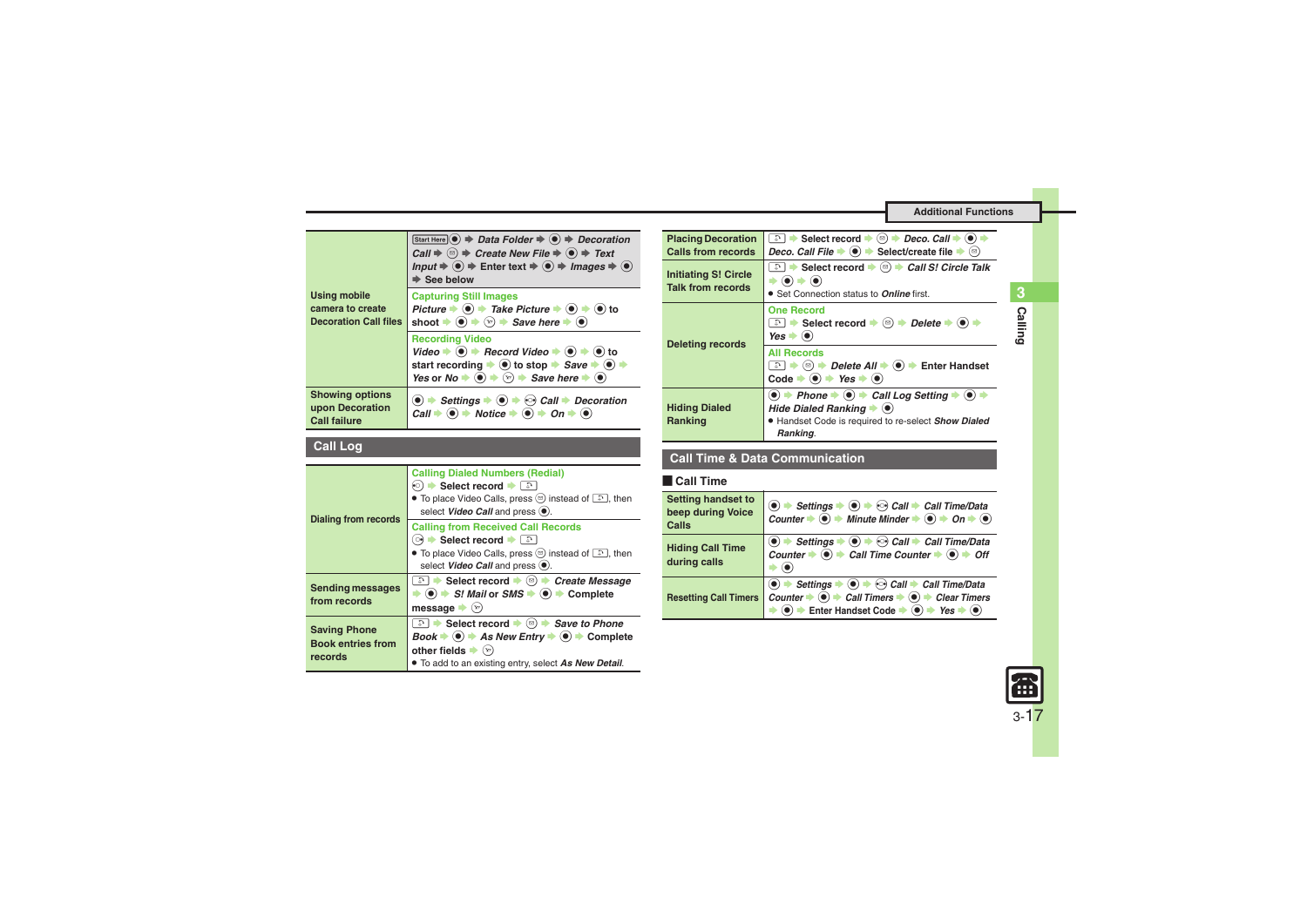| | |
|---|---|
| Using mobile camera to create Decoration Call files | Start Here ● ➡ *Data Folder* ➡ ● ➡ *Decoration Call* ➡ ✉ ➡ *Create New File* ➡ ● ➡ *Text Input* ➡ ● ➡ Enter text ➡ ● ➡ *Images* ➡ ● ➡ See below<br>**Capturing Still Images**<br>*Picture* ➡ ● ➡ *Take Picture* ➡ ● ➡ ● to shoot ➡ ● ➡ ✉ ➡ *Save here* ➡ ●<br>**Recording Video**<br>*Video* ➡ ● ➡ *Record Video* ➡ ● ➡ ● to start recording ➡ ● to stop ➡ *Save* ➡ ● ➡ *Yes* or *No* ➡ ● ➡ ✉ ➡ *Save here* ➡ ● |
| Showing options upon Decoration Call failure | ● ➡ *Settings* ➡ ● ➡ ↔ *Call* ➡ *Decoration Call* ➡ ● ➡ *Notice* ➡ ● ➡ *On* ➡ ● |

## Call Log

| | |
|---|---|
| Dialing from records | **Calling Dialed Numbers (Redial)**<br>↔ ➡ Select record ➡ ⌂<br>• To place Video Calls, press ✉ instead of ⌂, then select *Video Call* and press ●.<br>**Calling from Received Call Records**<br>↔ ➡ Select record ➡ ⌂<br>• To place Video Calls, press ✉ instead of ⌂, then select *Video Call* and press ●. |
| Sending messages from records | ⌂ ➡ Select record ➡ ✉ ➡ *Create Message* ➡ ● ➡ *S! Mail* or *SMS* ➡ ● ➡ Complete message ➡ ✉ |
| Saving Phone Book entries from records | ⌂ ➡ Select record ➡ ✉ ➡ *Save to Phone Book* ➡ ● ➡ *As New Entry* ➡ ● ➡ Complete other fields ➡ ✉<br>• To add to an existing entry, select *As New Detail*. |
| Placing Decoration Calls from records | ⌂ ➡ Select record ➡ ✉ ➡ *Deco. Call* ➡ ● ➡ *Deco. Call File* ➡ ● ➡ Select/create file ➡ ✉ |
| Initiating S! Circle Talk from records | ⌂ ➡ Select record ➡ ✉ ➡ *Call S! Circle Talk* ➡ ● ➡ ●<br>• Set Connection status to *Online* first. |
| Deleting records | **One Record**<br>⌂ ➡ Select record ➡ ✉ ➡ *Delete* ➡ ● ➡ *Yes* ➡ ●<br>**All Records**<br>⌂ ➡ ✉ ➡ *Delete All* ➡ ● ➡ Enter Handset Code ➡ ● ➡ *Yes* ➡ ● |
| Hiding Dialed Ranking | ● ➡ *Phone* ➡ ● ➡ *Call Log Setting* ➡ ● ➡ *Hide Dialed Ranking* ➡ ●<br>• Handset Code is required to re-select *Show Dialed Ranking*. |

## Call Time & Data Communication

### Call Time

| | |
|---|---|
| Setting handset to beep during Voice Calls | ● ➡ *Settings* ➡ ● ➡ ↔ *Call* ➡ *Call Time/Data Counter* ➡ ● ➡ *Minute Minder* ➡ ● ➡ *On* ➡ ● |
| Hiding Call Time during calls | ● ➡ *Settings* ➡ ● ➡ ↔ *Call* ➡ *Call Time/Data Counter* ➡ ● ➡ *Call Time Counter* ➡ ● ➡ *Off* ➡ ● |
| Resetting Call Timers | ● ➡ *Settings* ➡ ● ➡ ↔ *Call* ➡ *Call Time/Data Counter* ➡ ● ➡ *Call Timers* ➡ ● ➡ *Clear Timers* ➡ ● ➡ Enter Handset Code ➡ ● ➡ *Yes* ➡ ● |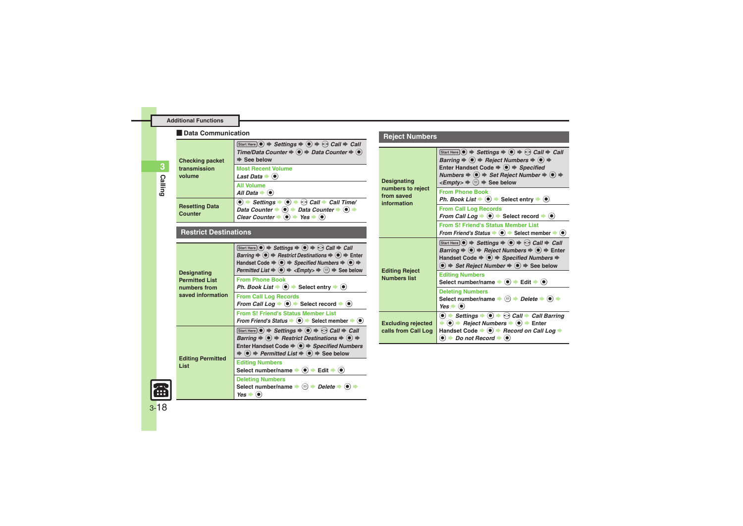## Additional Functions

### Data Communication

| | |
|---|---|
| Checking packet transmission volume | Start Here ● ➡ *Settings* ➡ ● ➡ *Call* ➡ *Call Time/Data Counter* ➡ ● ➡ *Data Counter* ➡ ● ➡ See below |
| | **Most Recent Volume**<br>*Last Data* ➡ ● |
| | **All Volume**<br>*All Data* ➡ ● |
| Resetting Data Counter | ● ➡ *Settings* ➡ ● ➡ *Call* ➡ *Call Time/Data Counter* ➡ ● ➡ *Data Counter* ➡ ● ➡ *Clear Counter* ➡ ● ➡ *Yes* ➡ ● |

### Restrict Destinations

| | |
|---|---|
| Designating Permitted List numbers from saved information | Start Here ● ➡ *Settings* ➡ ● ➡ *Call* ➡ *Call Barring* ➡ ● ➡ *Restrict Destinations* ➡ ● ➡ Enter Handset Code ➡ ● ➡ *Specified Numbers* ➡ ● ➡ *Permitted List* ➡ ● ➡ *<Empty>* ➡ ✉ ➡ See below |
| | **From Phone Book**<br>*Ph. Book List* ➡ ● ➡ Select entry ➡ ● |
| | **From Call Log Records**<br>*From Call Log* ➡ ● ➡ Select record ➡ ● |
| | **From S! Friend's Status Member List**<br>*From Friend's Status* ➡ ● ➡ Select member ➡ ● |
| Editing Permitted List | Start Here ● ➡ *Settings* ➡ ● ➡ *Call* ➡ *Call Barring* ➡ ● ➡ *Restrict Destinations* ➡ ● ➡ Enter Handset Code ➡ ● ➡ *Specified Numbers* ➡ ● ➡ *Permitted List* ➡ ● ➡ See below |
| | **Editing Numbers**<br>Select number/name ➡ ● ➡ Edit ➡ ● |
| | **Deleting Numbers**<br>Select number/name ➡ ✉ ➡ *Delete* ➡ ● ➡ *Yes* ➡ ● |

### Reject Numbers

| | |
|---|---|
| Designating numbers to reject from saved information | Start Here ● ➡ *Settings* ➡ ● ➡ *Call* ➡ *Call Barring* ➡ ● ➡ *Reject Numbers* ➡ ● ➡ Enter Handset Code ➡ ● ➡ *Specified Numbers* ➡ ● ➡ *Set Reject Number* ➡ ● ➡ *<Empty>* ➡ ✉ ➡ See below |
| | **From Phone Book**<br>*Ph. Book List* ➡ ● ➡ Select entry ➡ ● |
| | **From Call Log Records**<br>*From Call Log* ➡ ● ➡ Select record ➡ ● |
| | **From S! Friend's Status Member List**<br>*From Friend's Status* ➡ ● ➡ Select member ➡ ● |
| Editing Reject Numbers list | Start Here ● ➡ *Settings* ➡ ● ➡ *Call* ➡ *Call Barring* ➡ ● ➡ *Reject Numbers* ➡ ● ➡ Enter Handset Code ➡ ● ➡ *Specified Numbers* ➡ ● ➡ *Set Reject Number* ➡ ● ➡ See below |
| | **Editing Numbers**<br>Select number/name ➡ ● ➡ Edit ➡ ● |
| | **Deleting Numbers**<br>Select number/name ➡ ✉ ➡ *Delete* ➡ ● ➡ *Yes* ➡ ● |
| Excluding rejected calls from Call Log | ● ➡ *Settings* ➡ ● ➡ *Call* ➡ *Call Barring* ➡ ● ➡ *Reject Numbers* ➡ ● ➡ Enter Handset Code ➡ ● ➡ *Record on Call Log* ➡ ● ➡ *Do not Record* ➡ ● |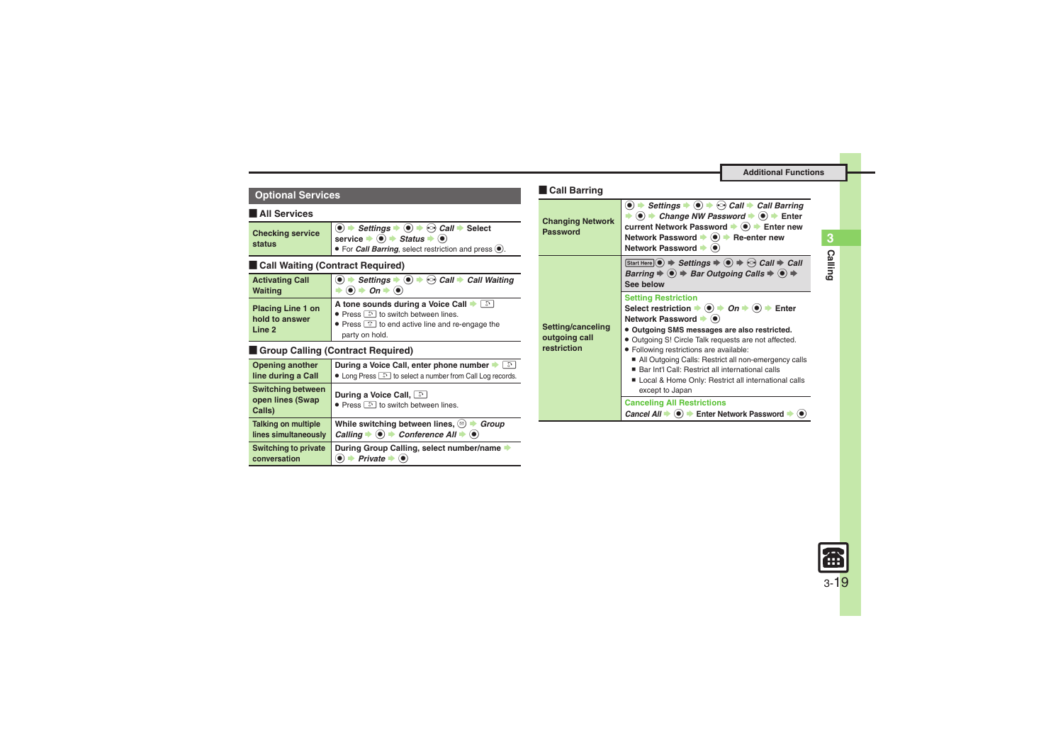## Optional Services

### All Services

| | |
|---|---|
| Checking service status | ● ➡ *Settings* ➡ ● ➡ ⊙ *Call* ➡ Select service ➡ ● ➡ *Status* ➡ ●<br>• For *Call Barring*, select restriction and press ●. |

### Call Waiting (Contract Required)

| | |
|---|---|
| Activating Call Waiting | ● ➡ *Settings* ➡ ● ➡ ⊙ *Call* ➡ *Call Waiting* ➡ ● ➡ *On* ➡ ● |
| Placing Line 1 on hold to answer Line 2 | A tone sounds during a Voice Call ➡ ⌂<br>• Press ⌂ to switch between lines.<br>• Press ⌂ to end active line and re-engage the party on hold. |

### Group Calling (Contract Required)

| | |
|---|---|
| Opening another line during a Call | During a Voice Call, enter phone number ➡ ⌂<br>• Long Press ⌂ to select a number from Call Log records. |
| Switching between open lines (Swap Calls) | During a Voice Call, ⌂<br>• Press ⌂ to switch between lines. |
| Talking on multiple lines simultaneously | While switching between lines, ⊜ ➡ *Group Calling* ➡ ● ➡ *Conference All* ➡ ● |
| Switching to private conversation | During Group Calling, select number/name ➡ ● ➡ *Private* ➡ ● |

### Call Barring

| | |
|---|---|
| Changing Network Password | ● ➡ *Settings* ➡ ● ➡ ⊙ *Call* ➡ *Call Barring* ➡ ● ➡ *Change NW Password* ➡ ● ➡ Enter current Network Password ➡ ● ➡ Enter new Network Password ➡ ● ➡ Re-enter new Network Password ➡ ● |
| Setting/canceling outgoing call restriction | Start Here ● ➡ *Settings* ➡ ● ➡ ⊙ *Call* ➡ *Call Barring* ➡ ● ➡ *Bar Outgoing Calls* ➡ ● ➡ See below<br>**Setting Restriction**<br>Select restriction ➡ ● ➡ *On* ➡ ● ➡ Enter Network Password ➡ ●<br>• **Outgoing SMS messages are also restricted.**<br>• Outgoing S! Circle Talk requests are not affected.<br>• Following restrictions are available:<br>■ All Outgoing Calls: Restrict all non-emergency calls<br>■ Bar Int'l Call: Restrict all international calls<br>■ Local & Home Only: Restrict all international calls except to Japan<br>**Canceling All Restrictions**<br>*Cancel All* ➡ ● ➡ Enter Network Password ➡ ● |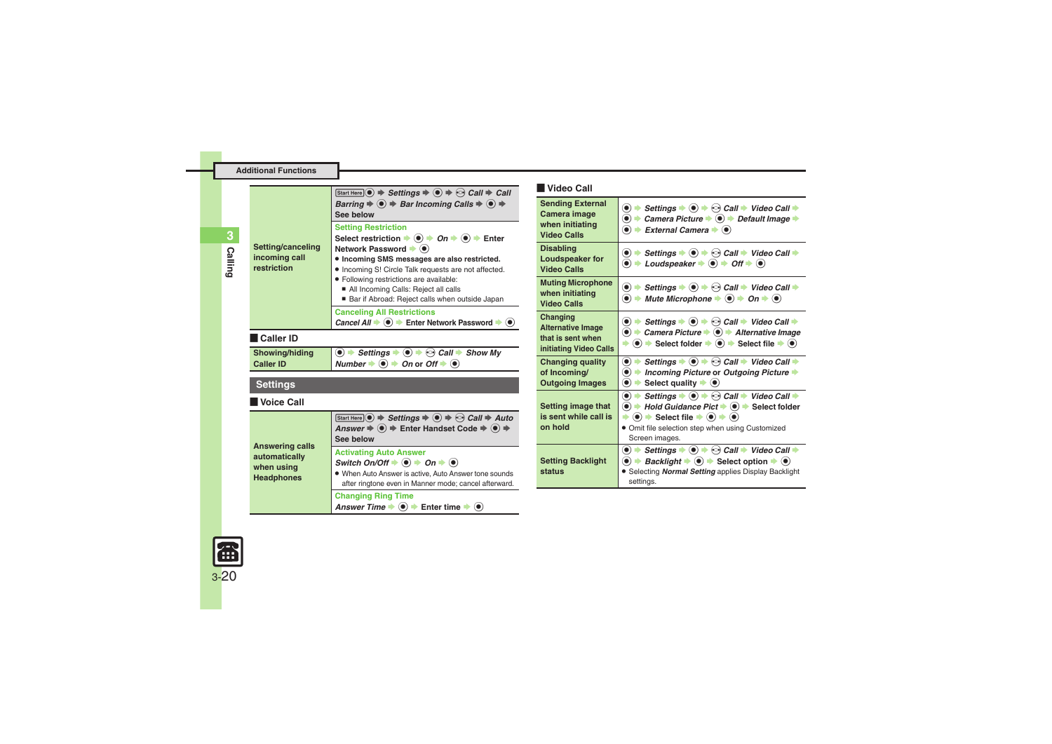Additional Functions

| | |
|---|---|
| Setting/canceling incoming call restriction | Start Here ● ➡ *Settings* ➡ ● ➡ ⊙ *Call* ➡ *Call Barring* ➡ ● ➡ *Bar Incoming Calls* ➡ ● ➡ See below<br>**Setting Restriction**<br>Select restriction ➡ ● ➡ *On* ➡ ● ➡ Enter Network Password ➡ ●<br>● **Incoming SMS messages are also restricted.**<br>● Incoming S! Circle Talk requests are not affected.<br>● Following restrictions are available:<br>■ All Incoming Calls: Reject all calls<br>■ Bar if Abroad: Reject calls when outside Japan<br>**Canceling All Restrictions**<br>*Cancel All* ➡ ● ➡ Enter Network Password ➡ ● |

## Caller ID

| | |
|---|---|
| Showing/hiding Caller ID | ● ➡ *Settings* ➡ ● ➡ ⊙ *Call* ➡ *Show My Number* ➡ ● ➡ *On* or *Off* ➡ ● |

# Settings

## Voice Call

| | |
|---|---|
| Answering calls automatically when using Headphones | Start Here ● ➡ *Settings* ➡ ● ➡ ⊙ *Call* ➡ *Auto Answer* ➡ ● ➡ Enter Handset Code ➡ ● ➡ See below<br>**Activating Auto Answer**<br>*Switch On/Off* ➡ ● ➡ *On* ➡ ●<br>● When Auto Answer is active, Auto Answer tone sounds after ringtone even in Manner mode; cancel afterward.<br>**Changing Ring Time**<br>*Answer Time* ➡ ● ➡ Enter time ➡ ● |

## Video Call

| | |
|---|---|
| Sending External Camera image when initiating Video Calls | ● ➡ *Settings* ➡ ● ➡ ⊙ *Call* ➡ *Video Call* ➡ ● ➡ *Camera Picture* ➡ ● ➡ *Default Image* ➡ ● ➡ *External Camera* ➡ ● |
| Disabling Loudspeaker for Video Calls | ● ➡ *Settings* ➡ ● ➡ ⊙ *Call* ➡ *Video Call* ➡ ● ➡ *Loudspeaker* ➡ ● ➡ *Off* ➡ ● |
| Muting Microphone when initiating Video Calls | ● ➡ *Settings* ➡ ● ➡ ⊙ *Call* ➡ *Video Call* ➡ ● ➡ *Mute Microphone* ➡ ● ➡ *On* ➡ ● |
| Changing Alternative Image that is sent when initiating Video Calls | ● ➡ *Settings* ➡ ● ➡ ⊙ *Call* ➡ *Video Call* ➡ ● ➡ *Camera Picture* ➡ ● ➡ *Alternative Image* ➡ ● ➡ Select folder ➡ ● ➡ Select file ➡ ● |
| Changing quality of Incoming/Outgoing Images | ● ➡ *Settings* ➡ ● ➡ ⊙ *Call* ➡ *Video Call* ➡ ● ➡ *Incoming Picture* or *Outgoing Picture* ➡ ● ➡ Select quality ➡ ● |
| Setting image that is sent while call is on hold | ● ➡ *Settings* ➡ ● ➡ ⊙ *Call* ➡ *Video Call* ➡ ● ➡ *Hold Guidance Pict* ➡ ● ➡ Select folder ➡ ● ➡ Select file ➡ ● ➡ ●<br>● Omit file selection step when using Customized Screen images. |
| Setting Backlight status | ● ➡ *Settings* ➡ ● ➡ ⊙ *Call* ➡ *Video Call* ➡ ● ➡ *Backlight* ➡ ● ➡ Select option ➡ ●<br>● Selecting *Normal Setting* applies Display Backlight settings. |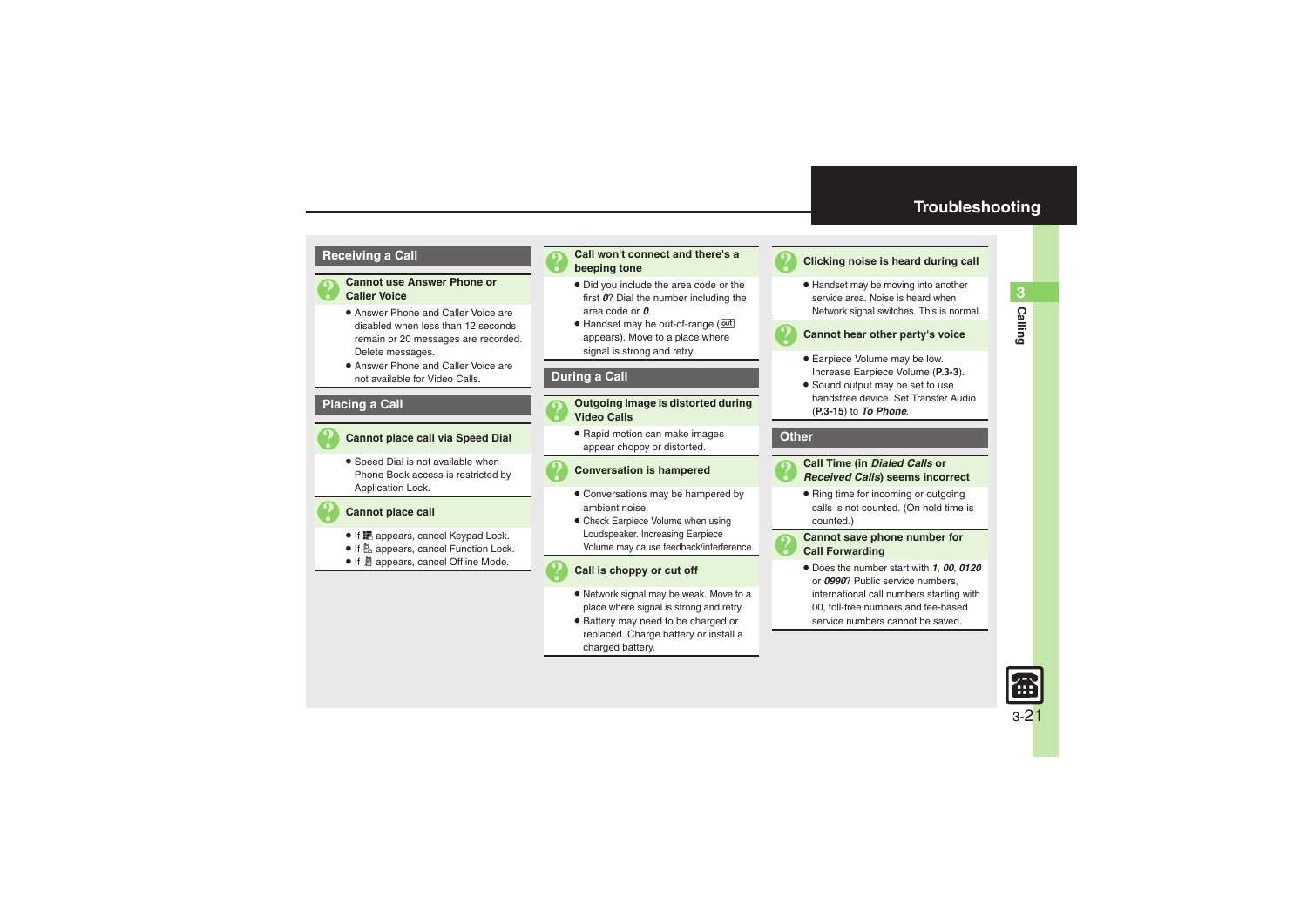# Troubleshooting

## Receiving a Call

### Cannot use Answer Phone or Caller Voice

- Answer Phone and Caller Voice are disabled when less than 12 seconds remain or 20 messages are recorded. Delete messages.
- Answer Phone and Caller Voice are not available for Video Calls.

## Placing a Call

### Cannot place call via Speed Dial

- Speed Dial is not available when Phone Book access is restricted by Application Lock.

### Cannot place call

- If appears, cancel Keypad Lock.
- If appears, cancel Function Lock.
- If appears, cancel Offline Mode.

### Call won't connect and there's a beeping tone

- Did you include the area code or the first *0*? Dial the number including the area code or *0*.
- Handset may be out-of-range (out appears). Move to a place where signal is strong and retry.

## During a Call

### Outgoing Image is distorted during Video Calls

- Rapid motion can make images appear choppy or distorted.

### Conversation is hampered

- Conversations may be hampered by ambient noise.
- Check Earpiece Volume when using Loudspeaker. Increasing Earpiece Volume may cause feedback/interference.

### Call is choppy or cut off

- Network signal may be weak. Move to a place where signal is strong and retry.
- Battery may need to be charged or replaced. Charge battery or install a charged battery.

### Clicking noise is heard during call

- Handset may be moving into another service area. Noise is heard when Network signal switches. This is normal.

### Cannot hear other party's voice

- Earpiece Volume may be low. Increase Earpiece Volume (**P.3-3**).
- Sound output may be set to use handsfree device. Set Transfer Audio (**P.3-15**) to ***To Phone***.

## Other

### Call Time (in *Dialed Calls* or *Received Calls*) seems incorrect

- Ring time for incoming or outgoing calls is not counted. (On hold time is counted.)

### Cannot save phone number for Call Forwarding

- Does the number start with ***1***, ***00***, ***0120*** or ***0990***? Public service numbers, international call numbers starting with 00, toll-free numbers and fee-based service numbers cannot be saved.